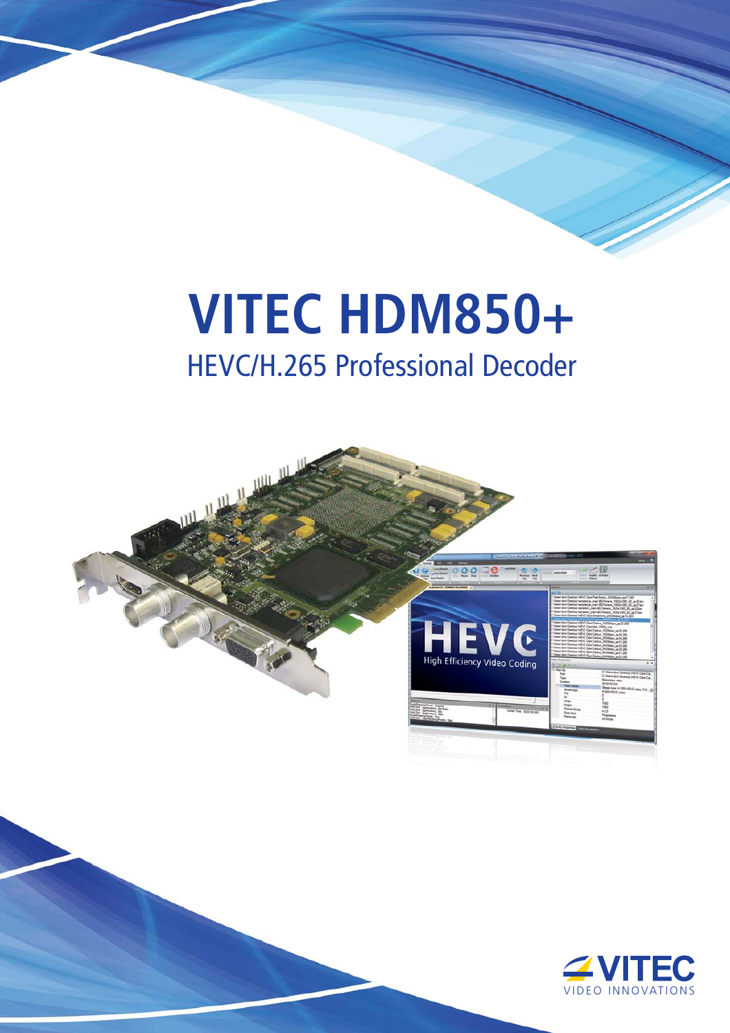# VITEC HDM850+

## HEVC/H.265 Professional Decoder

VITEC
VIDEO INNOVATIONS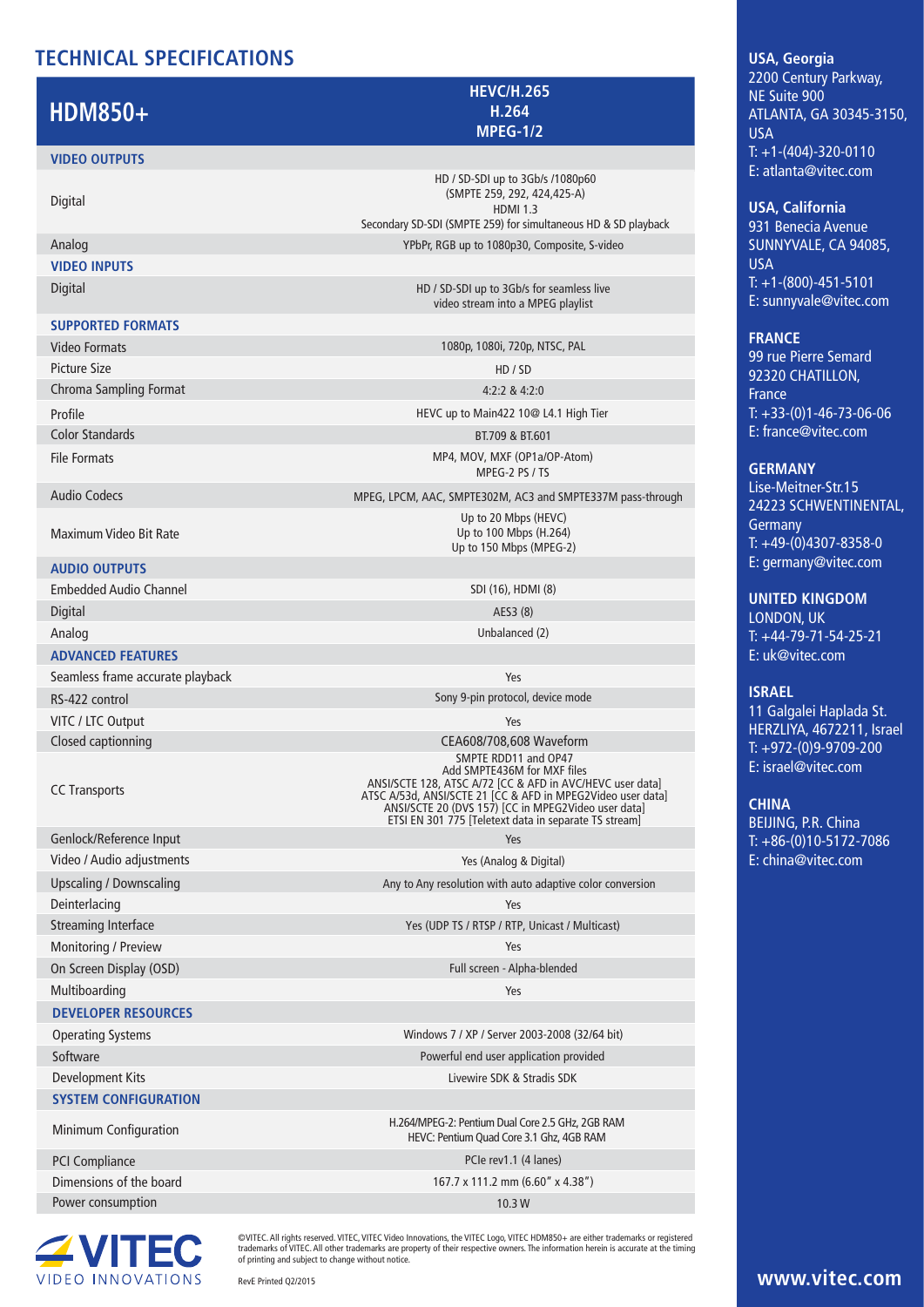## TECHNICAL SPECIFICATIONS

| HDM850+ | HEVC/H.265<br>H.264<br>MPEG-1/2 |
|---|---|
| **VIDEO OUTPUTS** | |
| Digital | HD / SD-SDI up to 3Gb/s /1080p60<br>(SMPTE 259, 292, 424,425-A)<br>HDMI 1.3<br>Secondary SD-SDI (SMPTE 259) for simultaneous HD & SD playback |
| Analog | YPbPr, RGB up to 1080p30, Composite, S-video |
| **VIDEO INPUTS** | |
| Digital | HD / SD-SDI up to 3Gb/s for seamless live video stream into a MPEG playlist |
| **SUPPORTED FORMATS** | |
| Video Formats | 1080p, 1080i, 720p, NTSC, PAL |
| Picture Size | HD / SD |
| Chroma Sampling Format | 4:2:2 & 4:2:0 |
| Profile | HEVC up to Main422 10@ L4.1 High Tier |
| Color Standards | BT.709 & BT.601 |
| File Formats | MP4, MOV, MXF (OP1a/OP-Atom)<br>MPEG-2 PS / TS |
| Audio Codecs | MPEG, LPCM, AAC, SMPTE302M, AC3 and SMPTE337M pass-through |
| Maximum Video Bit Rate | Up to 20 Mbps (HEVC)<br>Up to 100 Mbps (H.264)<br>Up to 150 Mbps (MPEG-2) |
| **AUDIO OUTPUTS** | |
| Embedded Audio Channel | SDI (16), HDMI (8) |
| Digital | AES3 (8) |
| Analog | Unbalanced (2) |
| **ADVANCED FEATURES** | |
| Seamless frame accurate playback | Yes |
| RS-422 control | Sony 9-pin protocol, device mode |
| VITC / LTC Output | Yes |
| Closed captionning | CEA608/708,608 Waveform |
| CC Transports | SMPTE RDD11 and OP47<br>Add SMPTE436M for MXF files<br>ANSI/SCTE 128, ATSC A/72 [CC & AFD in AVC/HEVC user data]<br>ATSC A/53d, ANSI/SCTE 21 [CC & AFD in MPEG2Video user data]<br>ANSI/SCTE 20 (DVS 157) [CC in MPEG2Video user data]<br>ETSI EN 301 775 [Teletext data in separate TS stream] |
| Genlock/Reference Input | Yes |
| Video / Audio adjustments | Yes (Analog & Digital) |
| Upscaling / Downscaling | Any to Any resolution with auto adaptive color conversion |
| Deinterlacing | Yes |
| Streaming Interface | Yes (UDP TS / RTSP / RTP, Unicast / Multicast) |
| Monitoring / Preview | Yes |
| On Screen Display (OSD) | Full screen - Alpha-blended |
| Multiboarding | Yes |
| **DEVELOPER RESOURCES** | |
| Operating Systems | Windows 7 / XP / Server 2003-2008 (32/64 bit) |
| Software | Powerful end user application provided |
| Development Kits | Livewire SDK & Stradis SDK |
| **SYSTEM CONFIGURATION** | |
| Minimum Configuration | H.264/MPEG-2: Pentium Dual Core 2.5 GHz, 2GB RAM<br>HEVC: Pentium Quad Core 3.1 Ghz, 4GB RAM |
| PCI Compliance | PCIe rev1.1 (4 lanes) |
| Dimensions of the board | 167.7 x 111.2 mm (6.60" x 4.38") |
| Power consumption | 10.3 W |

**USA, Georgia**
2200 Century Parkway,
NE Suite 900
ATLANTA, GA 30345-3150,
USA
T: +1-(404)-320-0110
E: atlanta@vitec.com

**USA, California**
931 Benecia Avenue
SUNNYVALE, CA 94085,
USA
T: +1-(800)-451-5101
E: sunnyvale@vitec.com

**FRANCE**
99 rue Pierre Semard
92320 CHATILLON,
France
T: +33-(0)1-46-73-06-06
E: france@vitec.com

**GERMANY**
Lise-Meitner-Str.15
24223 SCHWENTINENTAL,
Germany
T: +49-(0)4307-8358-0
E: germany@vitec.com

**UNITED KINGDOM**
LONDON, UK
T: +44-79-71-54-25-21
E: uk@vitec.com

**ISRAEL**
11 Galgalei Haplada St.
HERZLIYA, 4672211, Israel
T: +972-(0)9-9709-200
E: israel@vitec.com

**CHINA**
BEIJING, P.R. China
T: +86-(0)10-5172-7086
E: china@vitec.com

VITEC VIDEO INNOVATIONS

©VITEC. All rights reserved. VITEC, VITEC Video Innovations, the VITEC Logo, VITEC HDM850+ are either trademarks or registered trademarks of VITEC. All other trademarks are property of their respective owners. The information herein is accurate at the timing of printing and subject to change without notice.

RevE Printed Q2/2015

**www.vitec.com**